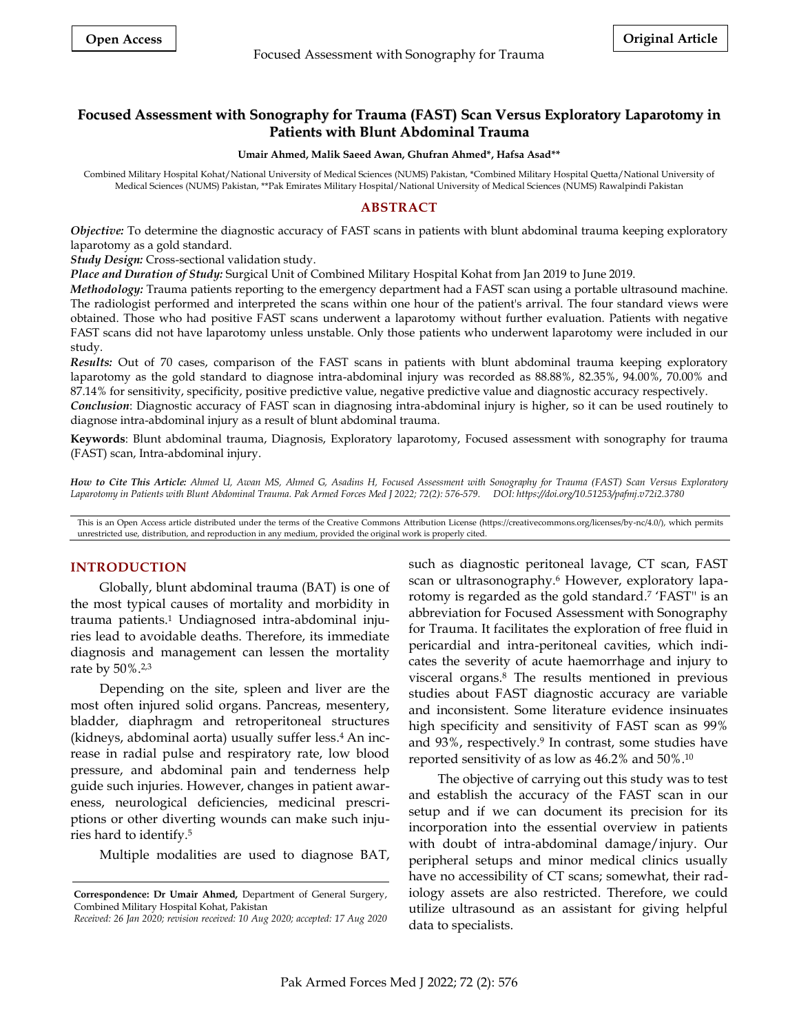**Open Access** **Original Article**

# Focused Assessment with Sonography for Trauma (FAST) Scan Versus Exploratory Laparotomy in Patients with Blunt Abdominal Trauma

**Umair Ahmed, Malik Saeed Awan, Ghufran Ahmed*, Hafsa Asad****

Combined Military Hospital Kohat/National University of Medical Sciences (NUMS) Pakistan, *Combined Military Hospital Quetta/National University of Medical Sciences (NUMS) Pakistan, **Pak Emirates Military Hospital/National University of Medical Sciences (NUMS) Rawalpindi Pakistan

## ABSTRACT

***Objective:*** To determine the diagnostic accuracy of FAST scans in patients with blunt abdominal trauma keeping exploratory laparotomy as a gold standard.

***Study Design:*** Cross-sectional validation study.

***Place and Duration of Study:*** Surgical Unit of Combined Military Hospital Kohat from Jan 2019 to June 2019.

***Methodology:*** Trauma patients reporting to the emergency department had a FAST scan using a portable ultrasound machine. The radiologist performed and interpreted the scans within one hour of the patient's arrival. The four standard views were obtained. Those who had positive FAST scans underwent a laparotomy without further evaluation. Patients with negative FAST scans did not have laparotomy unless unstable. Only those patients who underwent laparotomy were included in our study.

***Results:*** Out of 70 cases, comparison of the FAST scans in patients with blunt abdominal trauma keeping exploratory laparotomy as the gold standard to diagnose intra-abdominal injury was recorded as 88.88%, 82.35%, 94.00%, 70.00% and 87.14% for sensitivity, specificity, positive predictive value, negative predictive value and diagnostic accuracy respectively.

***Conclusion*:** Diagnostic accuracy of FAST scan in diagnosing intra-abdominal injury is higher, so it can be used routinely to diagnose intra-abdominal injury as a result of blunt abdominal trauma.

**Keywords**: Blunt abdominal trauma, Diagnosis, Exploratory laparotomy, Focused assessment with sonography for trauma (FAST) scan, Intra-abdominal injury.

***How to Cite This Article:*** *Ahmed U, Awan MS, Ahmed G, Asadins H, Focused Assessment with Sonography for Trauma (FAST) Scan Versus Exploratory Laparotomy in Patients with Blunt Abdominal Trauma. Pak Armed Forces Med J 2022; 72(2): 576-579. DOI: https://doi.org/10.51253/pafmj.v72i2.3780*

This is an Open Access article distributed under the terms of the Creative Commons Attribution License (https://creativecommons.org/licenses/by-nc/4.0/), which permits unrestricted use, distribution, and reproduction in any medium, provided the original work is properly cited.

## INTRODUCTION

Globally, blunt abdominal trauma (BAT) is one of the most typical causes of mortality and morbidity in trauma patients.[1] Undiagnosed intra-abdominal injuries lead to avoidable deaths. Therefore, its immediate diagnosis and management can lessen the mortality rate by 50%.[2,3]

Depending on the site, spleen and liver are the most often injured solid organs. Pancreas, mesentery, bladder, diaphragm and retroperitoneal structures (kidneys, abdominal aorta) usually suffer less.[4] An increase in radial pulse and respiratory rate, low blood pressure, and abdominal pain and tenderness help guide such injuries. However, changes in patient awareness, neurological deficiencies, medicinal prescriptions or other diverting wounds can make such injuries hard to identify.[5]

Multiple modalities are used to diagnose BAT, such as diagnostic peritoneal lavage, CT scan, FAST scan or ultrasonography.[6] However, exploratory laparotomy is regarded as the gold standard.[7] 'FAST'' is an abbreviation for Focused Assessment with Sonography for Trauma. It facilitates the exploration of free fluid in pericardial and intra-peritoneal cavities, which indicates the severity of acute haemorrhage and injury to visceral organs.[8] The results mentioned in previous studies about FAST diagnostic accuracy are variable and inconsistent. Some literature evidence insinuates high specificity and sensitivity of FAST scan as 99% and 93%, respectively.[9] In contrast, some studies have reported sensitivity of as low as 46.2% and 50%.[10]

The objective of carrying out this study was to test and establish the accuracy of the FAST scan in our setup and if we can document its precision for its incorporation into the essential overview in patients with doubt of intra-abdominal damage/injury. Our peripheral setups and minor medical clinics usually have no accessibility of CT scans; somewhat, their radiology assets are also restricted. Therefore, we could utilize ultrasound as an assistant for giving helpful data to specialists.

---

**Correspondence: Dr Umair Ahmed,** Department of General Surgery, Combined Military Hospital Kohat, Pakistan

*Received: 26 Jan 2020; revision received: 10 Aug 2020; accepted: 17 Aug 2020*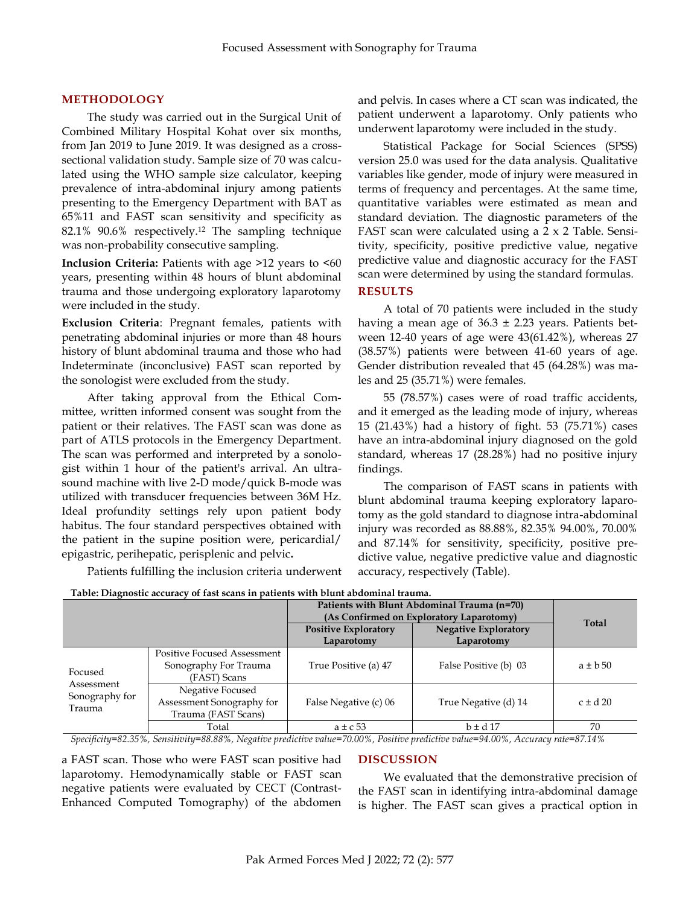## METHODOLOGY

The study was carried out in the Surgical Unit of Combined Military Hospital Kohat over six months, from Jan 2019 to June 2019. It was designed as a cross-sectional validation study. Sample size of 70 was calculated using the WHO sample size calculator, keeping prevalence of intra-abdominal injury among patients presenting to the Emergency Department with BAT as 65%11 and FAST scan sensitivity and specificity as 82.1% 90.6% respectively.[12] The sampling technique was non-probability consecutive sampling.

**Inclusion Criteria:** Patients with age >12 years to <60 years, presenting within 48 hours of blunt abdominal trauma and those undergoing exploratory laparotomy were included in the study.

**Exclusion Criteria**: Pregnant females, patients with penetrating abdominal injuries or more than 48 hours history of blunt abdominal trauma and those who had Indeterminate (inconclusive) FAST scan reported by the sonologist were excluded from the study.

After taking approval from the Ethical Committee, written informed consent was sought from the patient or their relatives. The FAST scan was done as part of ATLS protocols in the Emergency Department. The scan was performed and interpreted by a sonologist within 1 hour of the patient's arrival. An ultrasound machine with live 2-D mode/quick B-mode was utilized with transducer frequencies between 36M Hz. Ideal profundity settings rely upon patient body habitus. The four standard perspectives obtained with the patient in the supine position were, pericardial/ epigastric, perihepatic, perisplenic and pelvic**.**

Patients fulfilling the inclusion criteria underwent a FAST scan. Those who were FAST scan positive had laparotomy. Hemodynamically stable or FAST scan negative patients were evaluated by CECT (Contrast-Enhanced Computed Tomography) of the abdomen and pelvis. In cases where a CT scan was indicated, the patient underwent a laparotomy. Only patients who underwent laparotomy were included in the study.

Statistical Package for Social Sciences (SPSS) version 25.0 was used for the data analysis. Qualitative variables like gender, mode of injury were measured in terms of frequency and percentages. At the same time, quantitative variables were estimated as mean and standard deviation. The diagnostic parameters of the FAST scan were calculated using a 2 x 2 Table. Sensitivity, specificity, positive predictive value, negative predictive value and diagnostic accuracy for the FAST scan were determined by using the standard formulas.

## RESULTS

A total of 70 patients were included in the study having a mean age of 36.3 ± 2.23 years. Patients between 12-40 years of age were 43(61.42%), whereas 27 (38.57%) patients were between 41-60 years of age. Gender distribution revealed that 45 (64.28%) was males and 25 (35.71%) were females.

55 (78.57%) cases were of road traffic accidents, and it emerged as the leading mode of injury, whereas 15 (21.43%) had a history of fight. 53 (75.71%) cases have an intra-abdominal injury diagnosed on the gold standard, whereas 17 (28.28%) had no positive injury findings.

The comparison of FAST scans in patients with blunt abdominal trauma keeping exploratory laparotomy as the gold standard to diagnose intra-abdominal injury was recorded as 88.88%, 82.35% 94.00%, 70.00% and 87.14% for sensitivity, specificity, positive predictive value, negative predictive value and diagnostic accuracy, respectively (Table).

**Table: Diagnostic accuracy of fast scans in patients with blunt abdominal trauma.**

| | | Patients with Blunt Abdominal Trauma (n=70) (As Confirmed on Exploratory Laparotomy) | | Total |
|---|---|---|---|---|
| | | Positive Exploratory Laparotomy | Negative Exploratory Laparotomy | |
| Focused Assessment Sonography for Trauma | Positive Focused Assessment Sonography For Trauma (FAST) Scans | True Positive (a) 47 | False Positive (b) 03 | a ± b 50 |
| | Negative Focused Assessment Sonography for Trauma (FAST Scans) | False Negative (c) 06 | True Negative (d) 14 | c ± d 20 |
| | Total | a ± c 53 | b ± d 17 | 70 |

*Specificity=82.35%, Sensitivity=88.88%, Negative predictive value=70.00%, Positive predictive value=94.00%, Accuracy rate=87.14%*

## DISCUSSION

We evaluated that the demonstrative precision of the FAST scan in identifying intra-abdominal damage is higher. The FAST scan gives a practical option in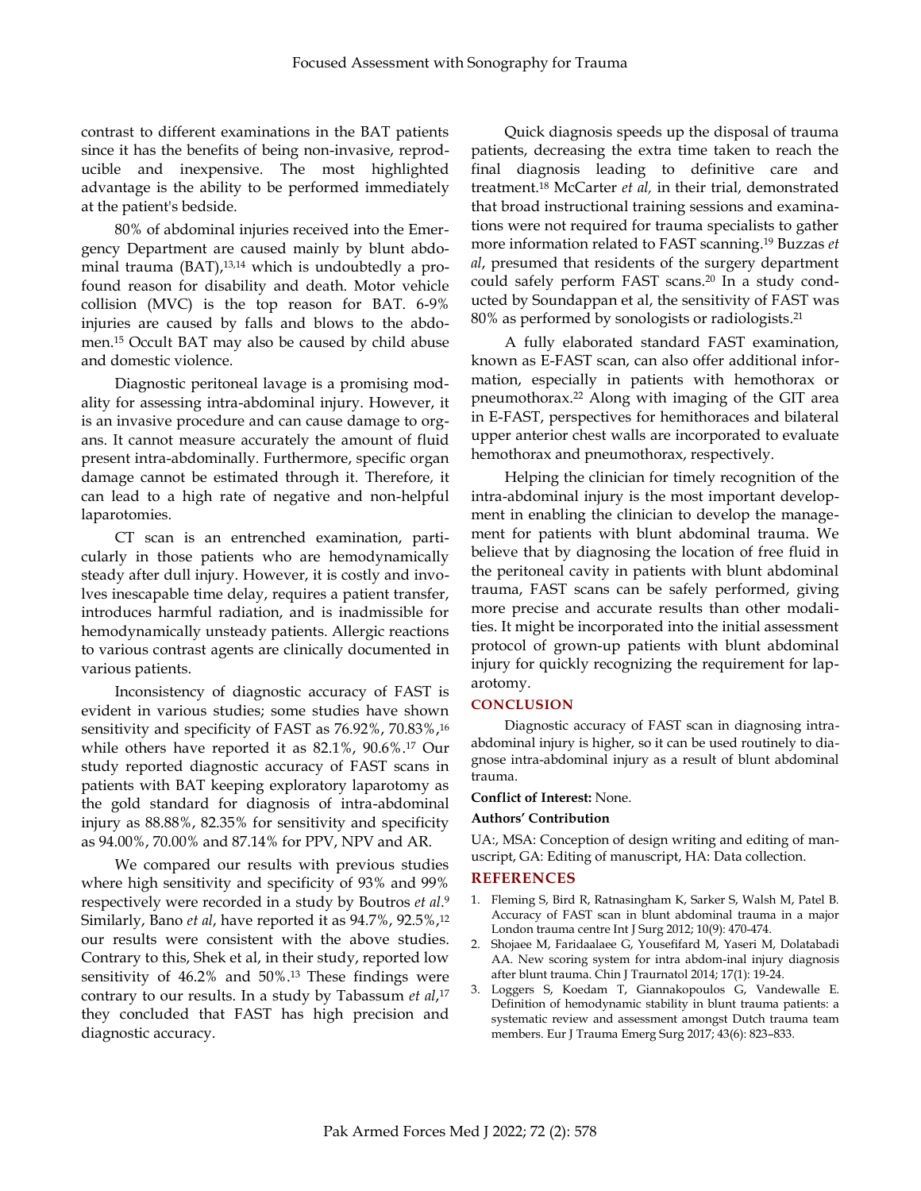contrast to different examinations in the BAT patients since it has the benefits of being non-invasive, reproducible and inexpensive. The most highlighted advantage is the ability to be performed immediately at the patient's bedside.

80% of abdominal injuries received into the Emergency Department are caused mainly by blunt abdominal trauma (BAT),[13,14] which is undoubtedly a profound reason for disability and death. Motor vehicle collision (MVC) is the top reason for BAT. 6-9% injuries are caused by falls and blows to the abdomen.[15] Occult BAT may also be caused by child abuse and domestic violence.

Diagnostic peritoneal lavage is a promising modality for assessing intra-abdominal injury. However, it is an invasive procedure and can cause damage to organs. It cannot measure accurately the amount of fluid present intra-abdominally. Furthermore, specific organ damage cannot be estimated through it. Therefore, it can lead to a high rate of negative and non-helpful laparotomies.

CT scan is an entrenched examination, particularly in those patients who are hemodynamically steady after dull injury. However, it is costly and involves inescapable time delay, requires a patient transfer, introduces harmful radiation, and is inadmissible for hemodynamically unsteady patients. Allergic reactions to various contrast agents are clinically documented in various patients.

Inconsistency of diagnostic accuracy of FAST is evident in various studies; some studies have shown sensitivity and specificity of FAST as 76.92%, 70.83%,[16] while others have reported it as 82.1%, 90.6%.[17] Our study reported diagnostic accuracy of FAST scans in patients with BAT keeping exploratory laparotomy as the gold standard for diagnosis of intra-abdominal injury as 88.88%, 82.35% for sensitivity and specificity as 94.00%, 70.00% and 87.14% for PPV, NPV and AR.

We compared our results with previous studies where high sensitivity and specificity of 93% and 99% respectively were recorded in a study by Boutros *et al*.[9] Similarly, Bano *et al*, have reported it as 94.7%, 92.5%,[12] our results were consistent with the above studies. Contrary to this, Shek et al, in their study, reported low sensitivity of 46.2% and 50%.[13] These findings were contrary to our results. In a study by Tabassum *et al*,[17] they concluded that FAST has high precision and diagnostic accuracy.

Quick diagnosis speeds up the disposal of trauma patients, decreasing the extra time taken to reach the final diagnosis leading to definitive care and treatment.[18] McCarter *et al,* in their trial, demonstrated that broad instructional training sessions and examinations were not required for trauma specialists to gather more information related to FAST scanning.[19] Buzzas *et al*, presumed that residents of the surgery department could safely perform FAST scans.[20] In a study conducted by Soundappan et al, the sensitivity of FAST was 80% as performed by sonologists or radiologists.[21]

A fully elaborated standard FAST examination, known as E-FAST scan, can also offer additional information, especially in patients with hemothorax or pneumothorax.[22] Along with imaging of the GIT area in E-FAST, perspectives for hemithoraces and bilateral upper anterior chest walls are incorporated to evaluate hemothorax and pneumothorax, respectively.

Helping the clinician for timely recognition of the intra-abdominal injury is the most important development in enabling the clinician to develop the management for patients with blunt abdominal trauma. We believe that by diagnosing the location of free fluid in the peritoneal cavity in patients with blunt abdominal trauma, FAST scans can be safely performed, giving more precise and accurate results than other modalities. It might be incorporated into the initial assessment protocol of grown-up patients with blunt abdominal injury for quickly recognizing the requirement for laparotomy.

## CONCLUSION

Diagnostic accuracy of FAST scan in diagnosing intra-abdominal injury is higher, so it can be used routinely to diagnose intra-abdominal injury as a result of blunt abdominal trauma.

**Conflict of Interest:** None.

**Authors' Contribution**

UA:, MSA: Conception of design writing and editing of manuscript, GA: Editing of manuscript, HA: Data collection.

## REFERENCES

1. Fleming S, Bird R, Ratnasingham K, Sarker S, Walsh M, Patel B. Accuracy of FAST scan in blunt abdominal trauma in a major London trauma centre Int J Surg 2012; 10(9): 470-474.
2. Shojaee M, Faridaalaee G, Yousefifard M, Yaseri M, Dolatabadi AA. New scoring system for intra abdom-inal injury diagnosis after blunt trauma. Chin J Traurnatol 2014; 17(1): 19-24.
3. Loggers S, Koedam T, Giannakopoulos G, Vandewalle E. Definition of hemodynamic stability in blunt trauma patients: a systematic review and assessment amongst Dutch trauma team members. Eur J Trauma Emerg Surg 2017; 43(6): 823–833.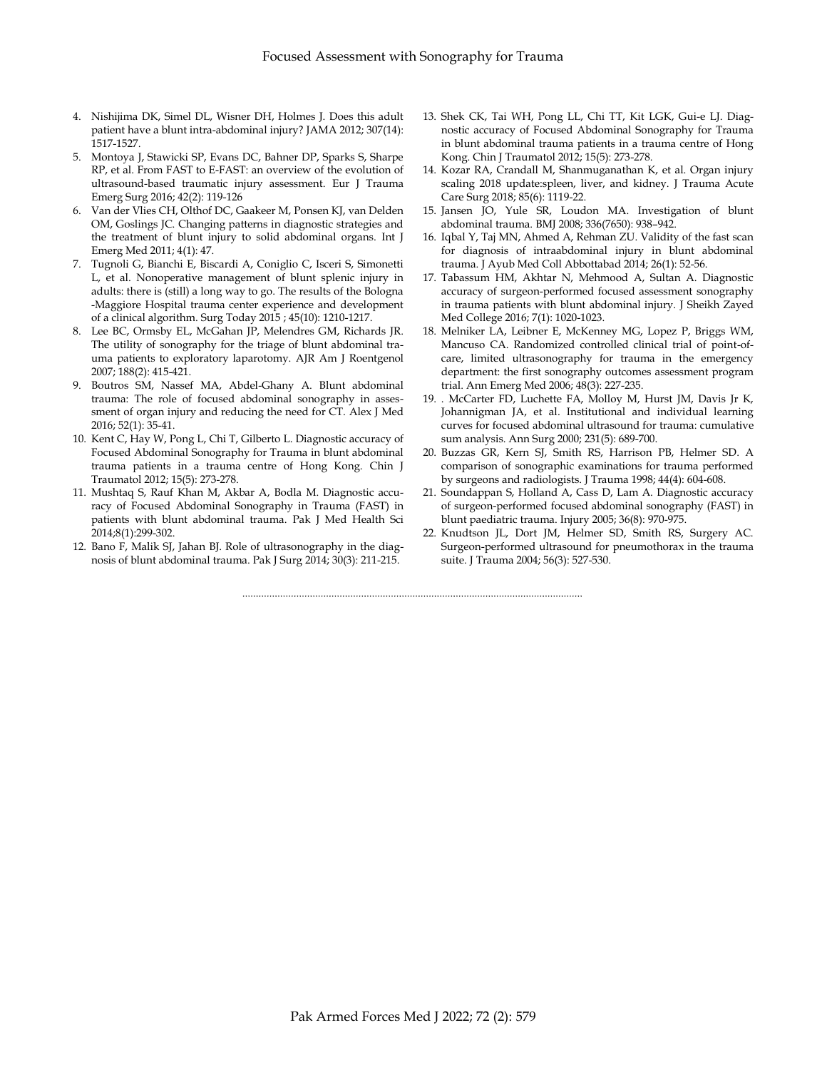4. Nishijima DK, Simel DL, Wisner DH, Holmes J. Does this adult patient have a blunt intra-abdominal injury? JAMA 2012; 307(14): 1517-1527.
5. Montoya J, Stawicki SP, Evans DC, Bahner DP, Sparks S, Sharpe RP, et al. From FAST to E-FAST: an overview of the evolution of ultrasound-based traumatic injury assessment. Eur J Trauma Emerg Surg 2016; 42(2): 119-126
6. Van der Vlies CH, Olthof DC, Gaakeer M, Ponsen KJ, van Delden OM, Goslings JC. Changing patterns in diagnostic strategies and the treatment of blunt injury to solid abdominal organs. Int J Emerg Med 2011; 4(1): 47.
7. Tugnoli G, Bianchi E, Biscardi A, Coniglio C, Isceri S, Simonetti L, et al. Nonoperative management of blunt splenic injury in adults: there is (still) a long way to go. The results of the Bologna -Maggiore Hospital trauma center experience and development of a clinical algorithm. Surg Today 2015 ; 45(10): 1210-1217.
8. Lee BC, Ormsby EL, McGahan JP, Melendres GM, Richards JR. The utility of sonography for the triage of blunt abdominal trauma patients to exploratory laparotomy. AJR Am J Roentgenol 2007; 188(2): 415-421.
9. Boutros SM, Nassef MA, Abdel-Ghany A. Blunt abdominal trauma: The role of focused abdominal sonography in assessment of organ injury and reducing the need for CT. Alex J Med 2016; 52(1): 35-41.
10. Kent C, Hay W, Pong L, Chi T, Gilberto L. Diagnostic accuracy of Focused Abdominal Sonography for Trauma in blunt abdominal trauma patients in a trauma centre of Hong Kong. Chin J Traumatol 2012; 15(5): 273-278.
11. Mushtaq S, Rauf Khan M, Akbar A, Bodla M. Diagnostic accuracy of Focused Abdominal Sonography in Trauma (FAST) in patients with blunt abdominal trauma. Pak J Med Health Sci 2014;8(1):299-302.
12. Bano F, Malik SJ, Jahan BJ. Role of ultrasonography in the diagnosis of blunt abdominal trauma. Pak J Surg 2014; 30(3): 211-215.
13. Shek CK, Tai WH, Pong LL, Chi TT, Kit LGK, Gui-e LJ. Diagnostic accuracy of Focused Abdominal Sonography for Trauma in blunt abdominal trauma patients in a trauma centre of Hong Kong. Chin J Traumatol 2012; 15(5): 273-278.
14. Kozar RA, Crandall M, Shanmuganathan K, et al. Organ injury scaling 2018 update:spleen, liver, and kidney. J Trauma Acute Care Surg 2018; 85(6): 1119-22.
15. Jansen JO, Yule SR, Loudon MA. Investigation of blunt abdominal trauma. BMJ 2008; 336(7650): 938–942.
16. Iqbal Y, Taj MN, Ahmed A, Rehman ZU. Validity of the fast scan for diagnosis of intraabdominal injury in blunt abdominal trauma. J Ayub Med Coll Abbottabad 2014; 26(1): 52-56.
17. Tabassum HM, Akhtar N, Mehmood A, Sultan A. Diagnostic accuracy of surgeon-performed focused assessment sonography in trauma patients with blunt abdominal injury. J Sheikh Zayed Med College 2016; 7(1): 1020-1023.
18. Melniker LA, Leibner E, McKenney MG, Lopez P, Briggs WM, Mancuso CA. Randomized controlled clinical trial of point-of-care, limited ultrasonography for trauma in the emergency department: the first sonography outcomes assessment program trial. Ann Emerg Med 2006; 48(3): 227-235.
19. . McCarter FD, Luchette FA, Molloy M, Hurst JM, Davis Jr K, Johannigman JA, et al. Institutional and individual learning curves for focused abdominal ultrasound for trauma: cumulative sum analysis. Ann Surg 2000; 231(5): 689-700.
20. Buzzas GR, Kern SJ, Smith RS, Harrison PB, Helmer SD. A comparison of sonographic examinations for trauma performed by surgeons and radiologists. J Trauma 1998; 44(4): 604-608.
21. Soundappan S, Holland A, Cass D, Lam A. Diagnostic accuracy of surgeon-performed focused abdominal sonography (FAST) in blunt paediatric trauma. Injury 2005; 36(8): 970-975.
22. Knudtson JL, Dort JM, Helmer SD, Smith RS, Surgery AC. Surgeon-performed ultrasound for pneumothorax in the trauma suite. J Trauma 2004; 56(3): 527-530.